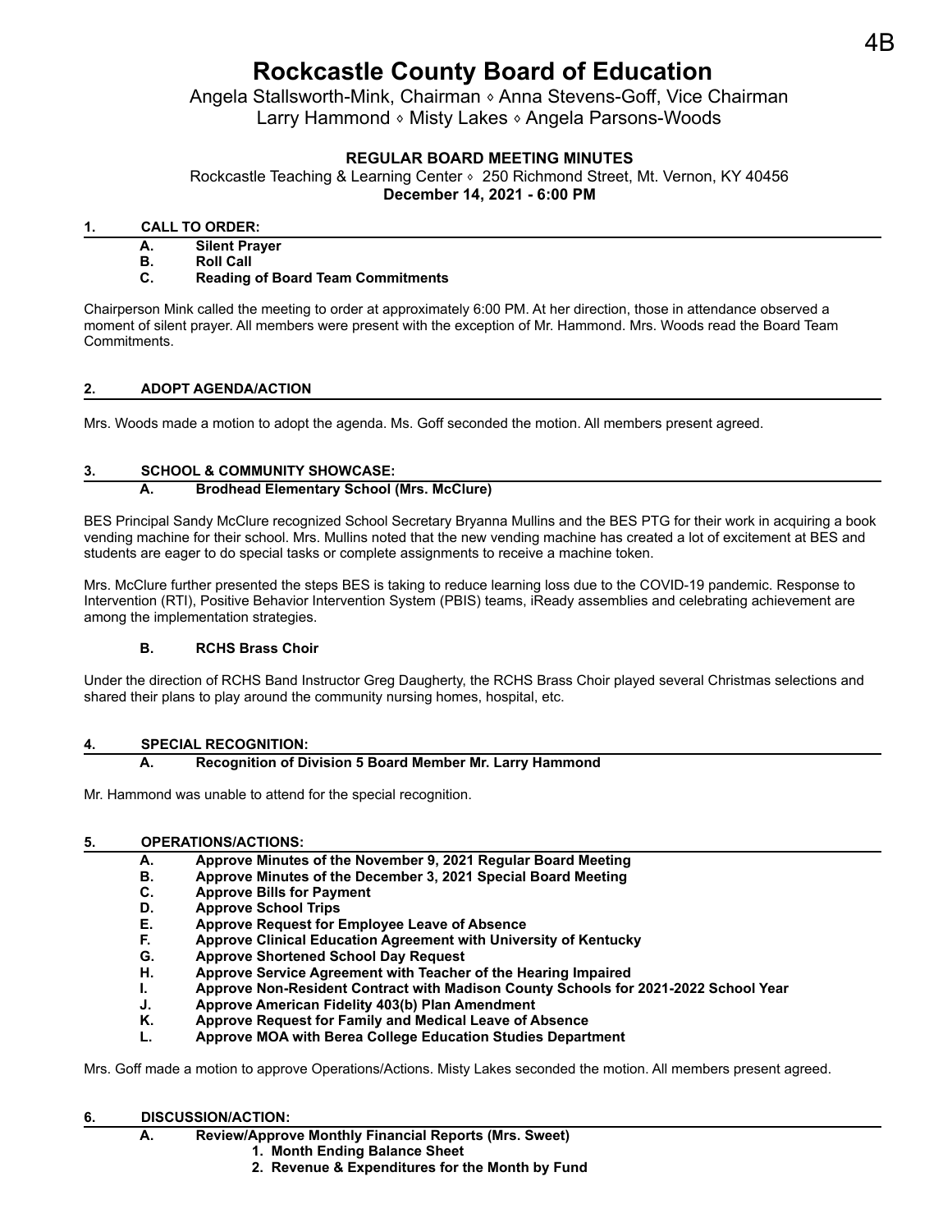# Rockcastle County Board of Education

Angela Stallsworth-Mink, Chairman ◊ Anna Stevens-Goff, Vice Chairman
Larry Hammond ◊ Misty Lakes ◊ Angela Parsons-Woods

**REGULAR BOARD MEETING MINUTES**

Rockcastle Teaching & Learning Center ◊ 250 Richmond Street, Mt. Vernon, KY 40456

**December 14, 2021 - 6:00 PM**

## 1. CALL TO ORDER:

- **A. Silent Prayer**
- **B. Roll Call**
- **C. Reading of Board Team Commitments**

Chairperson Mink called the meeting to order at approximately 6:00 PM. At her direction, those in attendance observed a moment of silent prayer. All members were present with the exception of Mr. Hammond. Mrs. Woods read the Board Team Commitments.

## 2. ADOPT AGENDA/ACTION

Mrs. Woods made a motion to adopt the agenda. Ms. Goff seconded the motion. All members present agreed.

## 3. SCHOOL & COMMUNITY SHOWCASE:

### A. Brodhead Elementary School (Mrs. McClure)

BES Principal Sandy McClure recognized School Secretary Bryanna Mullins and the BES PTG for their work in acquiring a book vending machine for their school. Mrs. Mullins noted that the new vending machine has created a lot of excitement at BES and students are eager to do special tasks or complete assignments to receive a machine token.

Mrs. McClure further presented the steps BES is taking to reduce learning loss due to the COVID-19 pandemic. Response to Intervention (RTI), Positive Behavior Intervention System (PBIS) teams, iReady assemblies and celebrating achievement are among the implementation strategies.

### B. RCHS Brass Choir

Under the direction of RCHS Band Instructor Greg Daugherty, the RCHS Brass Choir played several Christmas selections and shared their plans to play around the community nursing homes, hospital, etc.

## 4. SPECIAL RECOGNITION:

### A. Recognition of Division 5 Board Member Mr. Larry Hammond

Mr. Hammond was unable to attend for the special recognition.

## 5. OPERATIONS/ACTIONS:

- **A. Approve Minutes of the November 9, 2021 Regular Board Meeting**
- **B. Approve Minutes of the December 3, 2021 Special Board Meeting**
- **C. Approve Bills for Payment**
- **D. Approve School Trips**
- **E. Approve Request for Employee Leave of Absence**
- **F. Approve Clinical Education Agreement with University of Kentucky**
- **G. Approve Shortened School Day Request**
- **H. Approve Service Agreement with Teacher of the Hearing Impaired**
- **I. Approve Non-Resident Contract with Madison County Schools for 2021-2022 School Year**
- **J. Approve American Fidelity 403(b) Plan Amendment**
- **K. Approve Request for Family and Medical Leave of Absence**
- **L. Approve MOA with Berea College Education Studies Department**

Mrs. Goff made a motion to approve Operations/Actions. Misty Lakes seconded the motion. All members present agreed.

## 6. DISCUSSION/ACTION:

### A. Review/Approve Monthly Financial Reports (Mrs. Sweet)

1. **Month Ending Balance Sheet**
2. **Revenue & Expenditures for the Month by Fund**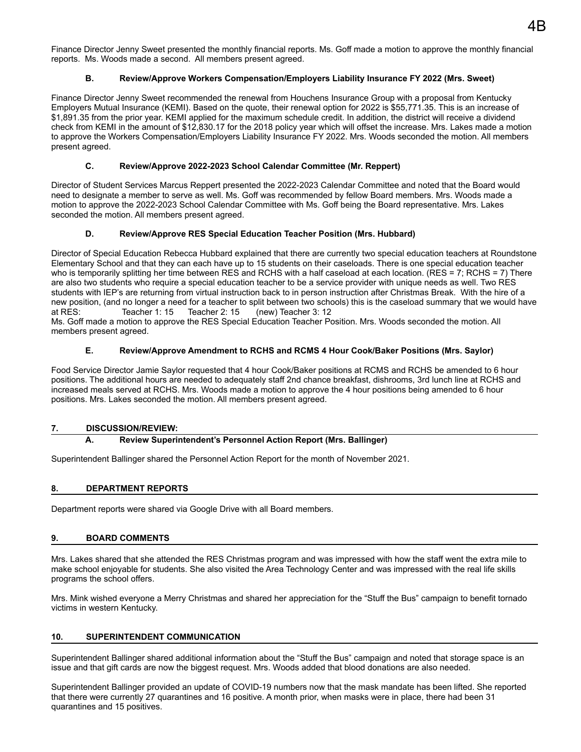Finance Director Jenny Sweet presented the monthly financial reports. Ms. Goff made a motion to approve the monthly financial reports. Ms. Woods made a second. All members present agreed.

### B. Review/Approve Workers Compensation/Employers Liability Insurance FY 2022 (Mrs. Sweet)

Finance Director Jenny Sweet recommended the renewal from Houchens Insurance Group with a proposal from Kentucky Employers Mutual Insurance (KEMI). Based on the quote, their renewal option for 2022 is $55,771.35. This is an increase of $1,891.35 from the prior year. KEMI applied for the maximum schedule credit. In addition, the district will receive a dividend check from KEMI in the amount of $12,830.17 for the 2018 policy year which will offset the increase. Mrs. Lakes made a motion to approve the Workers Compensation/Employers Liability Insurance FY 2022. Mrs. Woods seconded the motion. All members present agreed.

### C. Review/Approve 2022-2023 School Calendar Committee (Mr. Reppert)

Director of Student Services Marcus Reppert presented the 2022-2023 Calendar Committee and noted that the Board would need to designate a member to serve as well. Ms. Goff was recommended by fellow Board members. Mrs. Woods made a motion to approve the 2022-2023 School Calendar Committee with Ms. Goff being the Board representative. Mrs. Lakes seconded the motion. All members present agreed.

### D. Review/Approve RES Special Education Teacher Position (Mrs. Hubbard)

Director of Special Education Rebecca Hubbard explained that there are currently two special education teachers at Roundstone Elementary School and that they can each have up to 15 students on their caseloads. There is one special education teacher who is temporarily splitting her time between RES and RCHS with a half caseload at each location. (RES = 7; RCHS = 7) There are also two students who require a special education teacher to be a service provider with unique needs as well. Two RES students with IEP's are returning from virtual instruction back to in person instruction after Christmas Break. With the hire of a new position, (and no longer a need for a teacher to split between two schools) this is the caseload summary that we would have at RES: Teacher 1: 15 Teacher 2: 15 (new) Teacher 3: 12

Ms. Goff made a motion to approve the RES Special Education Teacher Position. Mrs. Woods seconded the motion. All members present agreed.

### E. Review/Approve Amendment to RCHS and RCMS 4 Hour Cook/Baker Positions (Mrs. Saylor)

Food Service Director Jamie Saylor requested that 4 hour Cook/Baker positions at RCMS and RCHS be amended to 6 hour positions. The additional hours are needed to adequately staff 2nd chance breakfast, dishrooms, 3rd lunch line at RCHS and increased meals served at RCHS. Mrs. Woods made a motion to approve the 4 hour positions being amended to 6 hour positions. Mrs. Lakes seconded the motion. All members present agreed.

## 7. DISCUSSION/REVIEW:

### A. Review Superintendent's Personnel Action Report (Mrs. Ballinger)

Superintendent Ballinger shared the Personnel Action Report for the month of November 2021.

## 8. DEPARTMENT REPORTS

Department reports were shared via Google Drive with all Board members.

## 9. BOARD COMMENTS

Mrs. Lakes shared that she attended the RES Christmas program and was impressed with how the staff went the extra mile to make school enjoyable for students. She also visited the Area Technology Center and was impressed with the real life skills programs the school offers.

Mrs. Mink wished everyone a Merry Christmas and shared her appreciation for the "Stuff the Bus" campaign to benefit tornado victims in western Kentucky.

## 10. SUPERINTENDENT COMMUNICATION

Superintendent Ballinger shared additional information about the "Stuff the Bus" campaign and noted that storage space is an issue and that gift cards are now the biggest request. Mrs. Woods added that blood donations are also needed.

Superintendent Ballinger provided an update of COVID-19 numbers now that the mask mandate has been lifted. She reported that there were currently 27 quarantines and 16 positive. A month prior, when masks were in place, there had been 31 quarantines and 15 positives.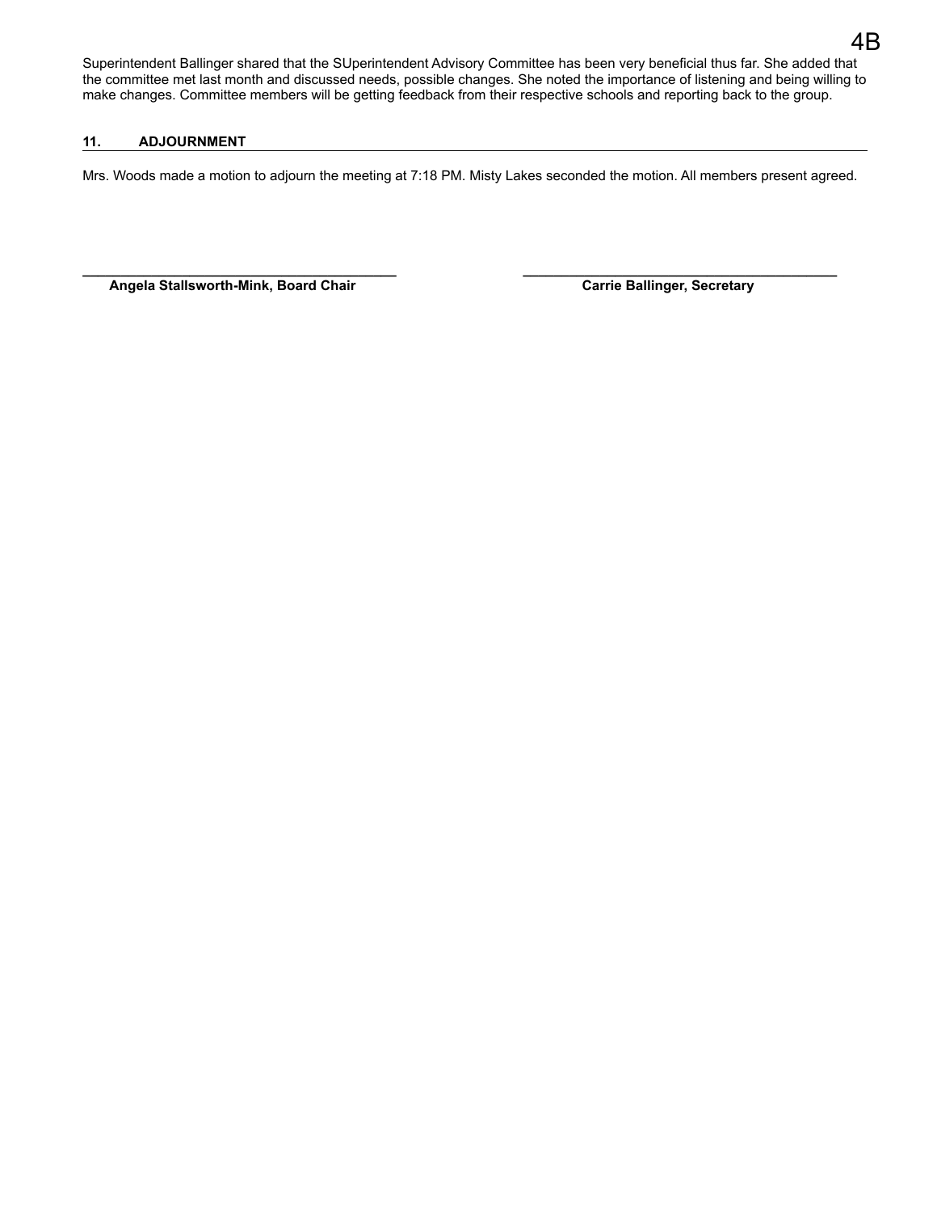Superintendent Ballinger shared that the SUperintendent Advisory Committee has been very beneficial thus far. She added that the committee met last month and discussed needs, possible changes. She noted the importance of listening and being willing to make changes. Committee members will be getting feedback from their respective schools and reporting back to the group.

## 11. ADJOURNMENT

Mrs. Woods made a motion to adjourn the meeting at 7:18 PM. Misty Lakes seconded the motion. All members present agreed.

\_\_\_\_\_\_\_\_\_\_\_\_\_\_\_\_\_\_\_\_\_\_\_\_\_\_\_\_\_\_\_\_\_\_\_\_\_\_\_\_
**Angela Stallsworth-Mink, Board Chair**

\_\_\_\_\_\_\_\_\_\_\_\_\_\_\_\_\_\_\_\_\_\_\_\_\_\_\_\_\_\_\_\_\_\_\_\_\_\_\_\_
**Carrie Ballinger, Secretary**